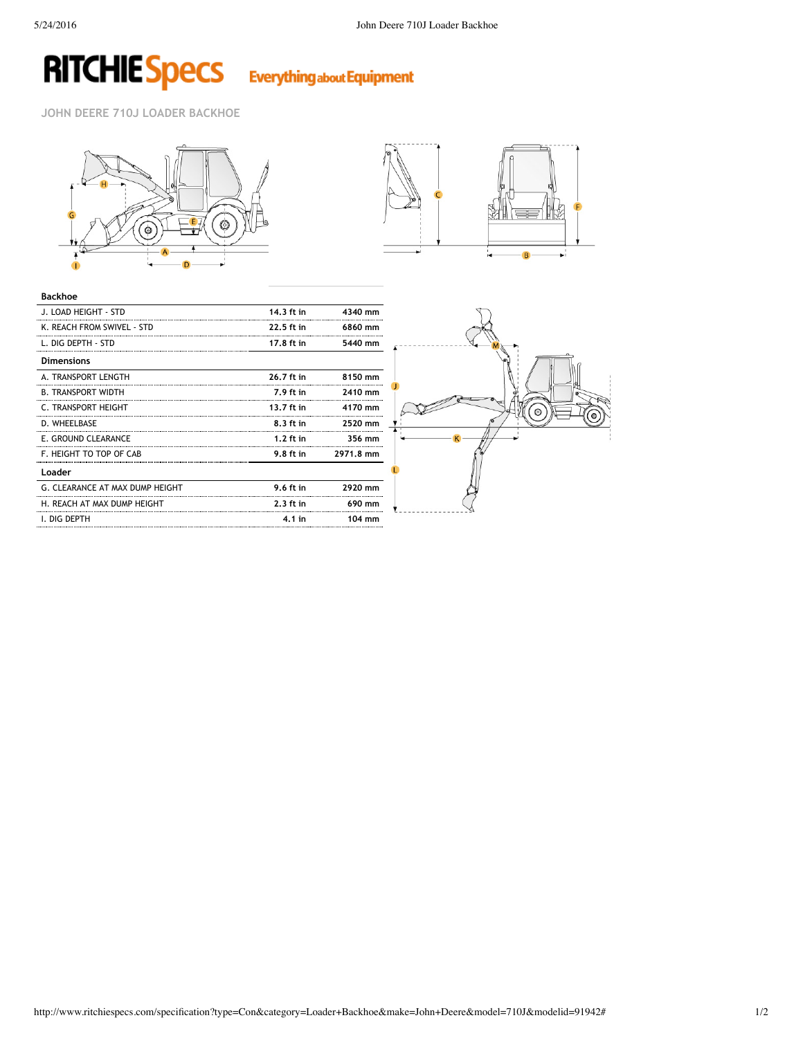# JOHN DEERE 710J LOADER BACKHOE

| Backhoe | | |
|---|---|---|
| J. LOAD HEIGHT - STD | 14.3 ft in | 4340 mm |
| K. REACH FROM SWIVEL - STD | 22.5 ft in | 6860 mm |
| L. DIG DEPTH - STD | 17.8 ft in | 5440 mm |
| **Dimensions** | | |
| A. TRANSPORT LENGTH | 26.7 ft in | 8150 mm |
| B. TRANSPORT WIDTH | 7.9 ft in | 2410 mm |
| C. TRANSPORT HEIGHT | 13.7 ft in | 4170 mm |
| D. WHEELBASE | 8.3 ft in | 2520 mm |
| E. GROUND CLEARANCE | 1.2 ft in | 356 mm |
| F. HEIGHT TO TOP OF CAB | 9.8 ft in | 2971.8 mm |
| **Loader** | | |
| G. CLEARANCE AT MAX DUMP HEIGHT | 9.6 ft in | 2920 mm |
| H. REACH AT MAX DUMP HEIGHT | 2.3 ft in | 690 mm |
| I. DIG DEPTH | 4.1 in | 104 mm |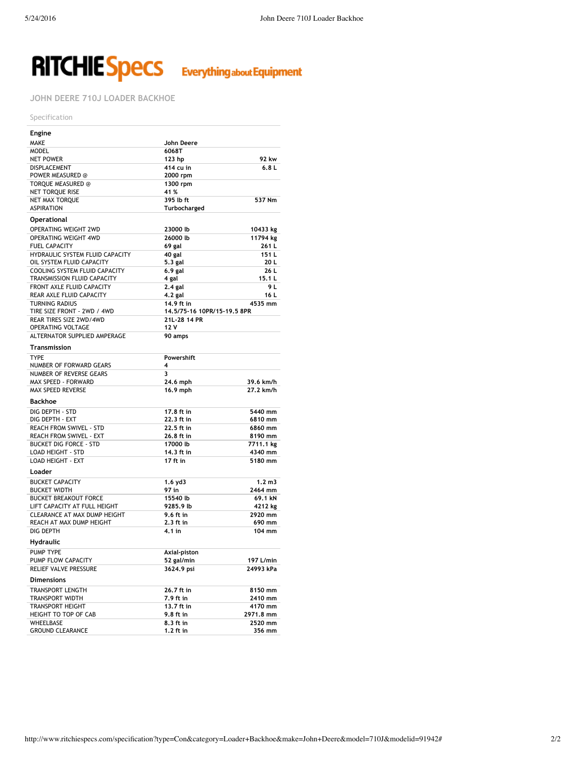# RITCHIE Specs Everything about Equipment

## JOHN DEERE 710J LOADER BACKHOE

Specification

| | | |
|---|---|---|
| **Engine** | | |
| MAKE | John Deere | |
| MODEL | 6068T | |
| NET POWER | 123 hp | 92 kw |
| DISPLACEMENT | 414 cu in | 6.8 L |
| POWER MEASURED @ | 2000 rpm | |
| TORQUE MEASURED @ | 1300 rpm | |
| NET TORQUE RISE | 41 % | |
| NET MAX TORQUE | 395 lb ft | 537 Nm |
| ASPIRATION | Turbocharged | |
| **Operational** | | |
| OPERATING WEIGHT 2WD | 23000 lb | 10433 kg |
| OPERATING WEIGHT 4WD | 26000 lb | 11794 kg |
| FUEL CAPACITY | 69 gal | 261 L |
| HYDRAULIC SYSTEM FLUID CAPACITY | 40 gal | 151 L |
| OIL SYSTEM FLUID CAPACITY | 5.3 gal | 20 L |
| COOLING SYSTEM FLUID CAPACITY | 6.9 gal | 26 L |
| TRANSMISSION FLUID CAPACITY | 4 gal | 15.1 L |
| FRONT AXLE FLUID CAPACITY | 2.4 gal | 9 L |
| REAR AXLE FLUID CAPACITY | 4.2 gal | 16 L |
| TURNING RADIUS | 14.9 ft in | 4535 mm |
| TIRE SIZE FRONT - 2WD / 4WD | 14.5/75-16 10PR/15-19.5 8PR | |
| REAR TIRES SIZE 2WD/4WD | 21L-28 14 PR | |
| OPERATING VOLTAGE | 12 V | |
| ALTERNATOR SUPPLIED AMPERAGE | 90 amps | |
| **Transmission** | | |
| TYPE | Powershift | |
| NUMBER OF FORWARD GEARS | 4 | |
| NUMBER OF REVERSE GEARS | 3 | |
| MAX SPEED - FORWARD | 24.6 mph | 39.6 km/h |
| MAX SPEED REVERSE | 16.9 mph | 27.2 km/h |
| **Backhoe** | | |
| DIG DEPTH - STD | 17.8 ft in | 5440 mm |
| DIG DEPTH - EXT | 22.3 ft in | 6810 mm |
| REACH FROM SWIVEL - STD | 22.5 ft in | 6860 mm |
| REACH FROM SWIVEL - EXT | 26.8 ft in | 8190 mm |
| BUCKET DIG FORCE - STD | 17000 lb | 7711.1 kg |
| LOAD HEIGHT - STD | 14.3 ft in | 4340 mm |
| LOAD HEIGHT - EXT | 17 ft in | 5180 mm |
| **Loader** | | |
| BUCKET CAPACITY | 1.6 yd3 | 1.2 m3 |
| BUCKET WIDTH | 97 in | 2464 mm |
| BUCKET BREAKOUT FORCE | 15540 lb | 69.1 kN |
| LIFT CAPACITY AT FULL HEIGHT | 9285.9 lb | 4212 kg |
| CLEARANCE AT MAX DUMP HEIGHT | 9.6 ft in | 2920 mm |
| REACH AT MAX DUMP HEIGHT | 2.3 ft in | 690 mm |
| DIG DEPTH | 4.1 in | 104 mm |
| **Hydraulic** | | |
| PUMP TYPE | Axial-piston | |
| PUMP FLOW CAPACITY | 52 gal/min | 197 L/min |
| RELIEF VALVE PRESSURE | 3624.9 psi | 24993 kPa |
| **Dimensions** | | |
| TRANSPORT LENGTH | 26.7 ft in | 8150 mm |
| TRANSPORT WIDTH | 7.9 ft in | 2410 mm |
| TRANSPORT HEIGHT | 13.7 ft in | 4170 mm |
| HEIGHT TO TOP OF CAB | 9.8 ft in | 2971.8 mm |
| WHEELBASE | 8.3 ft in | 2520 mm |
| GROUND CLEARANCE | 1.2 ft in | 356 mm |